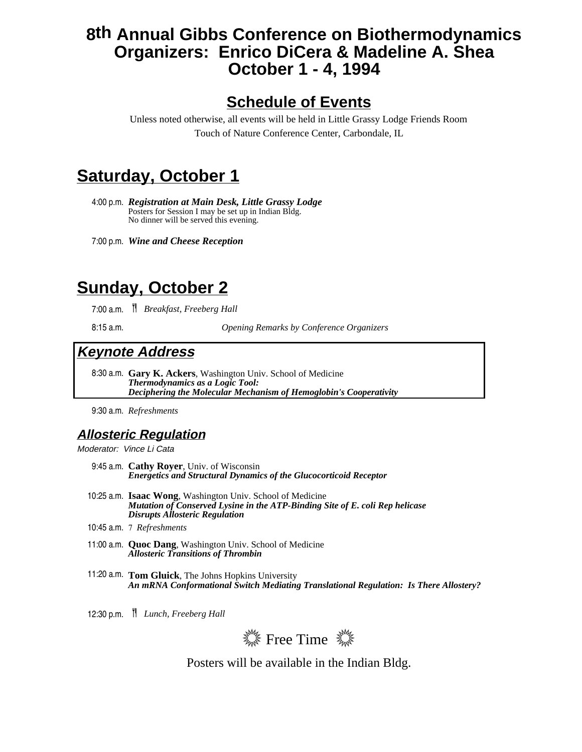# 8th Annual Gibbs Conference on Biothermodynamics
## Organizers: Enrico DiCera & Madeline A. Shea
## October 1 - 4, 1994

## Schedule of Events

Unless noted otherwise, all events will be held in Little Grassy Lodge Friends Room
Touch of Nature Conference Center, Carbondale, IL

## Saturday, October 1

4:00 p.m. ***Registration at Main Desk, Little Grassy Lodge***
Posters for Session I may be set up in Indian Bldg.
No dinner will be served this evening.

7:00 p.m. ***Wine and Cheese Reception***

## Sunday, October 2

7:00 a.m. *Breakfast, Freeberg Hall*

8:15 a.m. *Opening Remarks by Conference Organizers*

### *Keynote Address*

8:30 a.m. **Gary K. Ackers**, Washington Univ. School of Medicine
***Thermodynamics as a Logic Tool:***
***Deciphering the Molecular Mechanism of Hemoglobin's Cooperativity***

9:30 a.m. *Refreshments*

### *Allosteric Regulation*

*Moderator: Vince Li Cata*

9:45 a.m. **Cathy Royer**, Univ. of Wisconsin
***Energetics and Structural Dynamics of the Glucocorticoid Receptor***

10:25 a.m. **Isaac Wong**, Washington Univ. School of Medicine
***Mutation of Conserved Lysine in the ATP-Binding Site of E. coli Rep helicase Disrupts Allosteric Regulation***

10:45 a.m. 7 *Refreshments*

11:00 a.m. **Quoc Dang**, Washington Univ. School of Medicine
***Allosteric Transitions of Thrombin***

11:20 a.m. **Tom Gluick**, The Johns Hopkins University
***An mRNA Conformational Switch Mediating Translational Regulation: Is There Allostery?***

12:30 p.m. *Lunch, Freeberg Hall*

Free Time

Posters will be available in the Indian Bldg.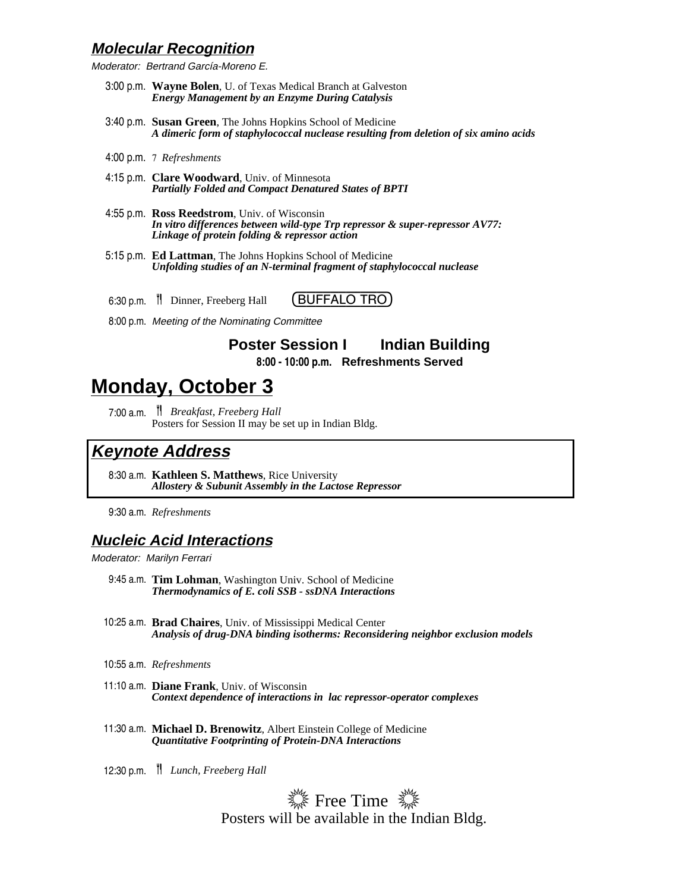## *Molecular Recognition*

*Moderator: Bertrand García-Moreno E.*

3:00 p.m. **Wayne Bolen**, U. of Texas Medical Branch at Galveston
***Energy Management by an Enzyme During Catalysis***

3:40 p.m. **Susan Green**, The Johns Hopkins School of Medicine
***A dimeric form of staphylococcal nuclease resulting from deletion of six amino acids***

4:00 p.m. 7 *Refreshments*

4:15 p.m. **Clare Woodward**, Univ. of Minnesota
***Partially Folded and Compact Denatured States of BPTI***

4:55 p.m. **Ross Reedstrom**, Univ. of Wisconsin
***In vitro differences between wild-type Trp repressor & super-repressor AV77: Linkage of protein folding & repressor action***

5:15 p.m. **Ed Lattman**, The Johns Hopkins School of Medicine
***Unfolding studies of an N-terminal fragment of staphylococcal nuclease***

6:30 p.m. Dinner, Freeberg Hall (BUFFALO TRO)

8:00 p.m. *Meeting of the Nominating Committee*

**Poster Session I Indian Building**

**8:00 - 10:00 p.m. Refreshments Served**

# Monday, October 3

7:00 a.m. *Breakfast, Freeberg Hall*
Posters for Session II may be set up in Indian Bldg.

## *Keynote Address*

8:30 a.m. **Kathleen S. Matthews**, Rice University
***Allostery & Subunit Assembly in the Lactose Repressor***

9:30 a.m. *Refreshments*

## *Nucleic Acid Interactions*

*Moderator: Marilyn Ferrari*

9:45 a.m. **Tim Lohman**, Washington Univ. School of Medicine
***Thermodynamics of E. coli SSB - ssDNA Interactions***

10:25 a.m. **Brad Chaires**, Univ. of Mississippi Medical Center
***Analysis of drug-DNA binding isotherms: Reconsidering neighbor exclusion models***

10:55 a.m. *Refreshments*

11:10 a.m. **Diane Frank**, Univ. of Wisconsin
***Context dependence of interactions in lac repressor-operator complexes***

11:30 a.m. **Michael D. Brenowitz**, Albert Einstein College of Medicine
***Quantitative Footprinting of Protein-DNA Interactions***

12:30 p.m. *Lunch, Freeberg Hall*

Free Time

Posters will be available in the Indian Bldg.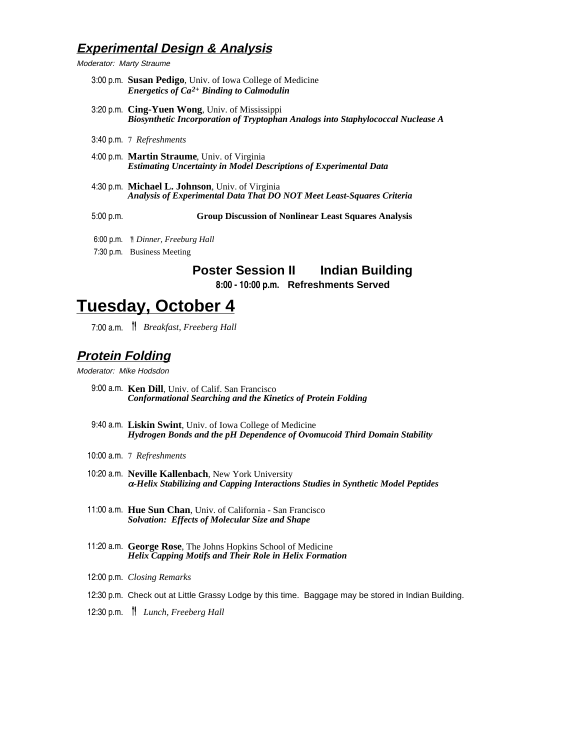## ***Experimental Design & Analysis***

*Moderator: Marty Straume*

3:00 p.m. **Susan Pedigo**, Univ. of Iowa College of Medicine
***Energetics of $Ca^{2+}$ Binding to Calmodulin***

3:20 p.m. **Cing-Yuen Wong**, Univ. of Mississippi
***Biosynthetic Incorporation of Tryptophan Analogs into Staphylococcal Nuclease A***

3:40 p.m. 7 *Refreshments*

4:00 p.m. **Martin Straume**, Univ. of Virginia
***Estimating Uncertainty in Model Descriptions of Experimental Data***

4:30 p.m. **Michael L. Johnson**, Univ. of Virginia
***Analysis of Experimental Data That DO NOT Meet Least-Squares Criteria***

5:00 p.m. **Group Discussion of Nonlinear Least Squares Analysis**

6:00 p.m. *Dinner, Freeburg Hall*

7:30 p.m. Business Meeting

**Poster Session II Indian Building**

**8:00 - 10:00 p.m. Refreshments Served**

# Tuesday, October 4

7:00 a.m. *Breakfast, Freeberg Hall*

## ***Protein Folding***

*Moderator: Mike Hodsdon*

9:00 a.m. **Ken Dill**, Univ. of Calif. San Francisco
***Conformational Searching and the Kinetics of Protein Folding***

9:40 a.m. **Liskin Swint**, Univ. of Iowa College of Medicine
***Hydrogen Bonds and the pH Dependence of Ovomucoid Third Domain Stability***

10:00 a.m. 7 *Refreshments*

10:20 a.m. **Neville Kallenbach**, New York University
***$\alpha$-Helix Stabilizing and Capping Interactions Studies in Synthetic Model Peptides***

11:00 a.m. **Hue Sun Chan**, Univ. of California - San Francisco
***Solvation: Effects of Molecular Size and Shape***

11:20 a.m. **George Rose**, The Johns Hopkins School of Medicine
***Helix Capping Motifs and Their Role in Helix Formation***

12:00 p.m. *Closing Remarks*

12:30 p.m. Check out at Little Grassy Lodge by this time. Baggage may be stored in Indian Building.

12:30 p.m. *Lunch, Freeberg Hall*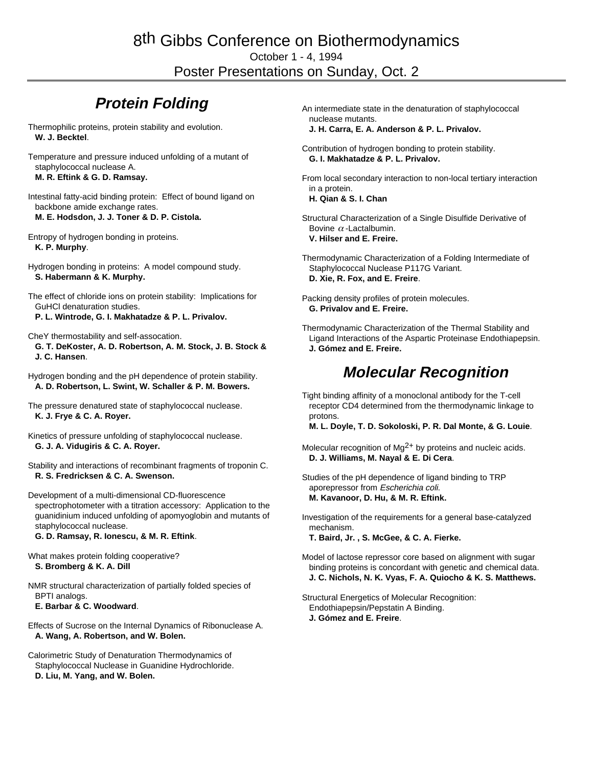# 8th Gibbs Conference on Biothermodynamics

October 1 - 4, 1994

Poster Presentations on Sunday, Oct. 2

## *Protein Folding*

Thermophilic proteins, protein stability and evolution.
**W. J. Becktel**.

Temperature and pressure induced unfolding of a mutant of staphylococcal nuclease A.
**M. R. Eftink & G. D. Ramsay.**

Intestinal fatty-acid binding protein: Effect of bound ligand on backbone amide exchange rates.
**M. E. Hodsdon, J. J. Toner & D. P. Cistola.**

Entropy of hydrogen bonding in proteins.
**K. P. Murphy**.

Hydrogen bonding in proteins: A model compound study.
**S. Habermann & K. Murphy.**

The effect of chloride ions on protein stability: Implications for GuHCl denaturation studies.
**P. L. Wintrode, G. I. Makhatadze & P. L. Privalov.**

CheY thermostability and self-assocation.
**G. T. DeKoster, A. D. Robertson, A. M. Stock, J. B. Stock & J. C. Hansen**.

Hydrogen bonding and the pH dependence of protein stability.
**A. D. Robertson, L. Swint, W. Schaller & P. M. Bowers.**

The pressure denatured state of staphylococcal nuclease.
**K. J. Frye & C. A. Royer.**

Kinetics of pressure unfolding of staphylococcal nuclease.
**G. J. A. Vidugiris & C. A. Royer.**

Stability and interactions of recombinant fragments of troponin C.
**R. S. Fredricksen & C. A. Swenson.**

Development of a multi-dimensional CD-fluorescence spectrophotometer with a titration accessory: Application to the guanidinium induced unfolding of apomyoglobin and mutants of staphylococcal nuclease.
**G. D. Ramsay, R. Ionescu, & M. R. Eftink**.

What makes protein folding cooperative?
**S. Bromberg & K. A. Dill**

NMR structural characterization of partially folded species of BPTI analogs.
**E. Barbar & C. Woodward**.

Effects of Sucrose on the Internal Dynamics of Ribonuclease A.
**A. Wang, A. Robertson, and W. Bolen.**

Calorimetric Study of Denaturation Thermodynamics of Staphylococcal Nuclease in Guanidine Hydrochloride.
**D. Liu, M. Yang, and W. Bolen.**

An intermediate state in the denaturation of staphylococcal nuclease mutants.
**J. H. Carra, E. A. Anderson & P. L. Privalov.**

Contribution of hydrogen bonding to protein stability.
**G. I. Makhatadze & P. L. Privalov.**

From local secondary interaction to non-local tertiary interaction in a protein.
**H. Qian & S. I. Chan**

Structural Characterization of a Single Disulfide Derivative of Bovine $\alpha$-Lactalbumin.
**V. Hilser and E. Freire.**

Thermodynamic Characterization of a Folding Intermediate of Staphylococcal Nuclease P117G Variant.
**D. Xie, R. Fox, and E. Freire**.

Packing density profiles of protein molecules.
**G. Privalov and E. Freire.**

Thermodynamic Characterization of the Thermal Stability and Ligand Interactions of the Aspartic Proteinase Endothiapepsin.
**J. Gómez and E. Freire.**

## *Molecular Recognition*

Tight binding affinity of a monoclonal antibody for the T-cell receptor CD4 determined from the thermodynamic linkage to protons.
**M. L. Doyle, T. D. Sokoloski, P. R. Dal Monte, & G. Louie**.

Molecular recognition of $Mg^{2+}$ by proteins and nucleic acids.
**D. J. Williams, M. Nayal & E. Di Cera**.

Studies of the pH dependence of ligand binding to TRP aporepressor from *Escherichia coli*.
**M. Kavanoor, D. Hu, & M. R. Eftink.**

Investigation of the requirements for a general base-catalyzed mechanism.
**T. Baird, Jr. , S. McGee, & C. A. Fierke.**

Model of lactose repressor core based on alignment with sugar binding proteins is concordant with genetic and chemical data.
**J. C. Nichols, N. K. Vyas, F. A. Quiocho & K. S. Matthews.**

Structural Energetics of Molecular Recognition: Endothiapepsin/Pepstatin A Binding.
**J. Gómez and E. Freire**.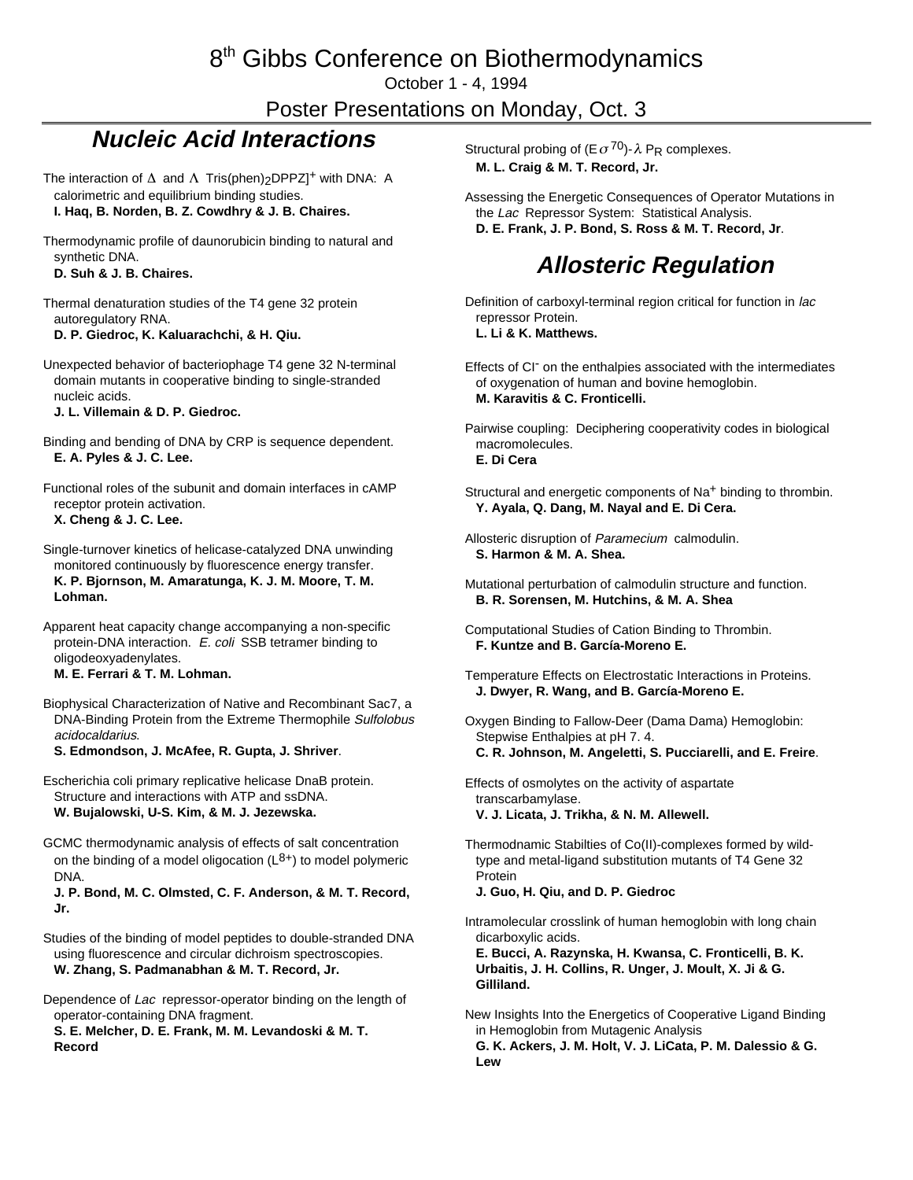# 8th Gibbs Conference on Biothermodynamics

October 1 - 4, 1994

Poster Presentations on Monday, Oct. 3

## *Nucleic Acid Interactions*

The interaction of $\Delta$ and $\Lambda$ Tris(phen)$_2$DPPZ]$^+$ with DNA: A calorimetric and equilibrium binding studies.
**I. Haq, B. Norden, B. Z. Cowdhry & J. B. Chaires.**

Thermodynamic profile of daunorubicin binding to natural and synthetic DNA.
**D. Suh & J. B. Chaires.**

Thermal denaturation studies of the T4 gene 32 protein autoregulatory RNA.
**D. P. Giedroc, K. Kaluarachchi, & H. Qiu.**

Unexpected behavior of bacteriophage T4 gene 32 N-terminal domain mutants in cooperative binding to single-stranded nucleic acids.
**J. L. Villemain & D. P. Giedroc.**

Binding and bending of DNA by CRP is sequence dependent.
**E. A. Pyles & J. C. Lee.**

Functional roles of the subunit and domain interfaces in cAMP receptor protein activation.
**X. Cheng & J. C. Lee.**

Single-turnover kinetics of helicase-catalyzed DNA unwinding monitored continuously by fluorescence energy transfer.
**K. P. Bjornson, M. Amaratunga, K. J. M. Moore, T. M. Lohman.**

Apparent heat capacity change accompanying a non-specific protein-DNA interaction. *E. coli* SSB tetramer binding to oligodeoxyadenylates.
**M. E. Ferrari & T. M. Lohman.**

Biophysical Characterization of Native and Recombinant Sac7, a DNA-Binding Protein from the Extreme Thermophile *Sulfolobus acidocaldarius*.
**S. Edmondson, J. McAfee, R. Gupta, J. Shriver**.

Escherichia coli primary replicative helicase DnaB protein. Structure and interactions with ATP and ssDNA.
**W. Bujalowski, U-S. Kim, & M. J. Jezewska.**

GCMC thermodynamic analysis of effects of salt concentration on the binding of a model oligocation ($L^{8+}$) to model polymeric DNA.
**J. P. Bond, M. C. Olmsted, C. F. Anderson, & M. T. Record, Jr.**

Studies of the binding of model peptides to double-stranded DNA using fluorescence and circular dichroism spectroscopies.
**W. Zhang, S. Padmanabhan & M. T. Record, Jr.**

Dependence of *Lac* repressor-operator binding on the length of operator-containing DNA fragment.
**S. E. Melcher, D. E. Frank, M. M. Levandoski & M. T. Record**

Structural probing of (E$\sigma^{70}$)-$\lambda$ $P_R$ complexes.
**M. L. Craig & M. T. Record, Jr.**

Assessing the Energetic Consequences of Operator Mutations in the *Lac* Repressor System: Statistical Analysis.
**D. E. Frank, J. P. Bond, S. Ross & M. T. Record, Jr**.

## *Allosteric Regulation*

Definition of carboxyl-terminal region critical for function in *lac* repressor Protein.
**L. Li & K. Matthews.**

Effects of $Cl^-$ on the enthalpies associated with the intermediates of oxygenation of human and bovine hemoglobin.
**M. Karavitis & C. Fronticelli.**

Pairwise coupling: Deciphering cooperativity codes in biological macromolecules.
**E. Di Cera**

Structural and energetic components of $Na^+$ binding to thrombin.
**Y. Ayala, Q. Dang, M. Nayal and E. Di Cera.**

Allosteric disruption of *Paramecium* calmodulin.
**S. Harmon & M. A. Shea.**

Mutational perturbation of calmodulin structure and function.
**B. R. Sorensen, M. Hutchins, & M. A. Shea**

Computational Studies of Cation Binding to Thrombin.
**F. Kuntze and B. García-Moreno E.**

Temperature Effects on Electrostatic Interactions in Proteins.
**J. Dwyer, R. Wang, and B. García-Moreno E.**

Oxygen Binding to Fallow-Deer (Dama Dama) Hemoglobin: Stepwise Enthalpies at pH 7. 4.
**C. R. Johnson, M. Angeletti, S. Pucciarelli, and E. Freire**.

Effects of osmolytes on the activity of aspartate transcarbamylase.
**V. J. Licata, J. Trikha, & N. M. Allewell.**

Thermodnamic Stabilties of Co(II)-complexes formed by wild-type and metal-ligand substitution mutants of T4 Gene 32 Protein
**J. Guo, H. Qiu, and D. P. Giedroc**

Intramolecular crosslink of human hemoglobin with long chain dicarboxylic acids.
**E. Bucci, A. Razynska, H. Kwansa, C. Fronticelli, B. K. Urbaitis, J. H. Collins, R. Unger, J. Moult, X. Ji & G. Gilliland.**

New Insights Into the Energetics of Cooperative Ligand Binding in Hemoglobin from Mutagenic Analysis
**G. K. Ackers, J. M. Holt, V. J. LiCata, P. M. Dalessio & G. Lew**